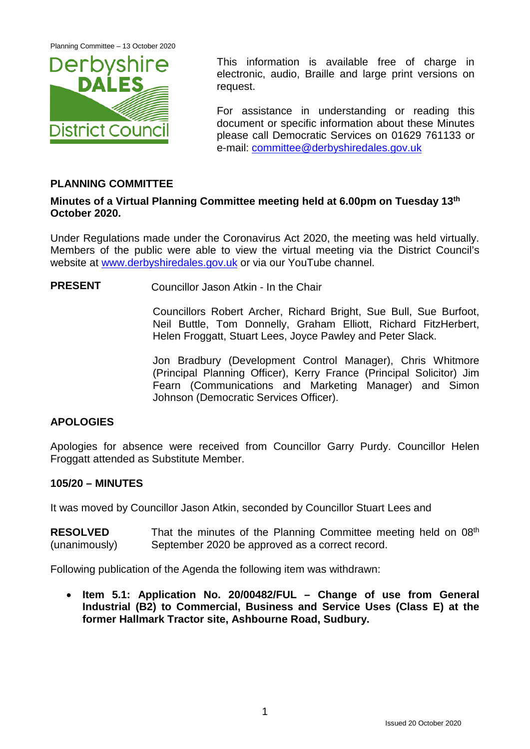This information is available free of charge in electronic, audio, Braille and large print versions on request.

For assistance in understanding or reading this document or specific information about these Minutes please call Democratic Services on 01629 761133 or e-mail: committee@derbyshiredales.gov.uk

## PLANNING COMMITTEE

**Minutes of a Virtual Planning Committee meeting held at 6.00pm on Tuesday 13th October 2020.**

Under Regulations made under the Coronavirus Act 2020, the meeting was held virtually. Members of the public were able to view the virtual meeting via the District Council's website at www.derbyshiredales.gov.uk or via our YouTube channel.

**PRESENT** Councillor Jason Atkin - In the Chair

Councillors Robert Archer, Richard Bright, Sue Bull, Sue Burfoot, Neil Buttle, Tom Donnelly, Graham Elliott, Richard FitzHerbert, Helen Froggatt, Stuart Lees, Joyce Pawley and Peter Slack.

Jon Bradbury (Development Control Manager), Chris Whitmore (Principal Planning Officer), Kerry France (Principal Solicitor) Jim Fearn (Communications and Marketing Manager) and Simon Johnson (Democratic Services Officer).

### APOLOGIES

Apologies for absence were received from Councillor Garry Purdy. Councillor Helen Froggatt attended as Substitute Member.

### 105/20 – MINUTES

It was moved by Councillor Jason Atkin, seconded by Councillor Stuart Lees and

**RESOLVED** (unanimously) That the minutes of the Planning Committee meeting held on 08th September 2020 be approved as a correct record.

Following publication of the Agenda the following item was withdrawn:

- **Item 5.1: Application No. 20/00482/FUL – Change of use from General Industrial (B2) to Commercial, Business and Service Uses (Class E) at the former Hallmark Tractor site, Ashbourne Road, Sudbury.**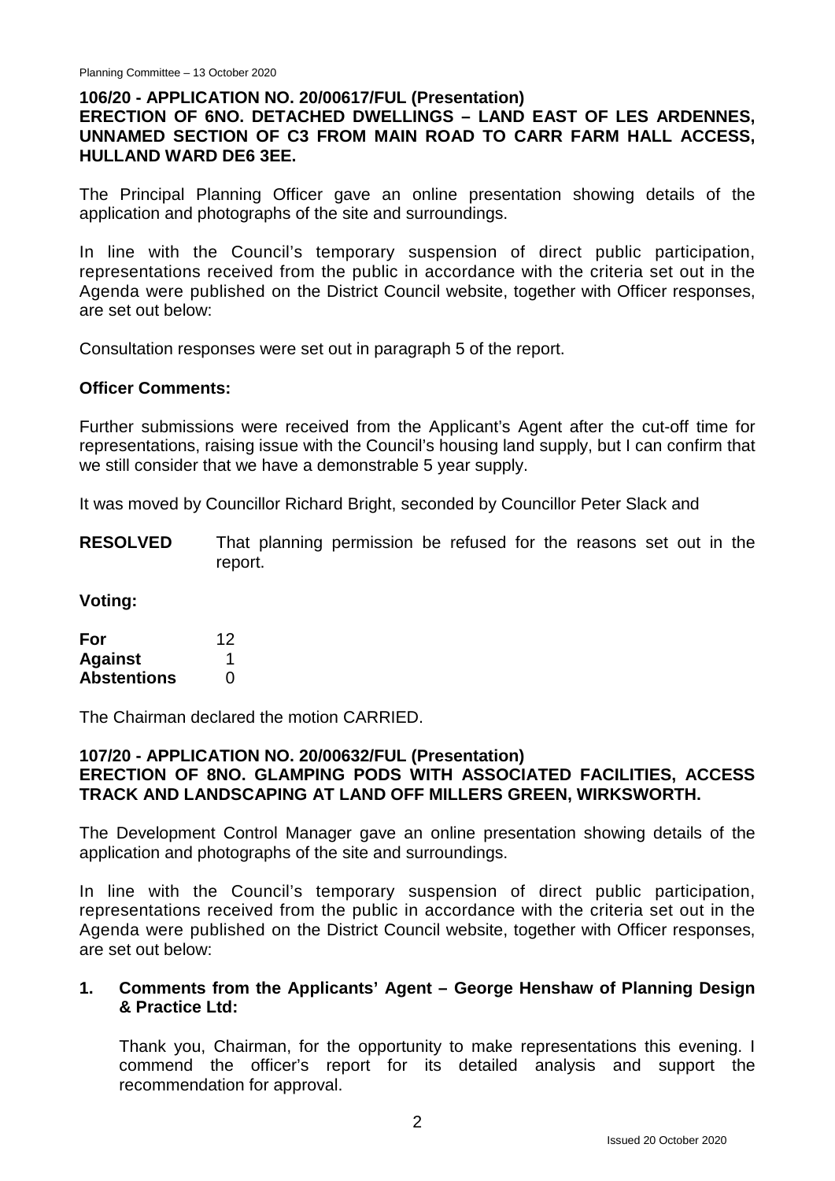## 106/20 - APPLICATION NO. 20/00617/FUL (Presentation)
## ERECTION OF 6NO. DETACHED DWELLINGS – LAND EAST OF LES ARDENNES, UNNAMED SECTION OF C3 FROM MAIN ROAD TO CARR FARM HALL ACCESS, HULLAND WARD DE6 3EE.

The Principal Planning Officer gave an online presentation showing details of the application and photographs of the site and surroundings.

In line with the Council's temporary suspension of direct public participation, representations received from the public in accordance with the criteria set out in the Agenda were published on the District Council website, together with Officer responses, are set out below:

Consultation responses were set out in paragraph 5 of the report.

**Officer Comments:**

Further submissions were received from the Applicant's Agent after the cut-off time for representations, raising issue with the Council's housing land supply, but I can confirm that we still consider that we have a demonstrable 5 year supply.

It was moved by Councillor Richard Bright, seconded by Councillor Peter Slack and

**RESOLVED** That planning permission be refused for the reasons set out in the report.

**Voting:**

| | |
|---|---|
| **For** | 12 |
| **Against** | 1 |
| **Abstentions** | 0 |

The Chairman declared the motion CARRIED.

## 107/20 - APPLICATION NO. 20/00632/FUL (Presentation)
## ERECTION OF 8NO. GLAMPING PODS WITH ASSOCIATED FACILITIES, ACCESS TRACK AND LANDSCAPING AT LAND OFF MILLERS GREEN, WIRKSWORTH.

The Development Control Manager gave an online presentation showing details of the application and photographs of the site and surroundings.

In line with the Council's temporary suspension of direct public participation, representations received from the public in accordance with the criteria set out in the Agenda were published on the District Council website, together with Officer responses, are set out below:

1. **Comments from the Applicants' Agent – George Henshaw of Planning Design & Practice Ltd:**

   Thank you, Chairman, for the opportunity to make representations this evening. I commend the officer's report for its detailed analysis and support the recommendation for approval.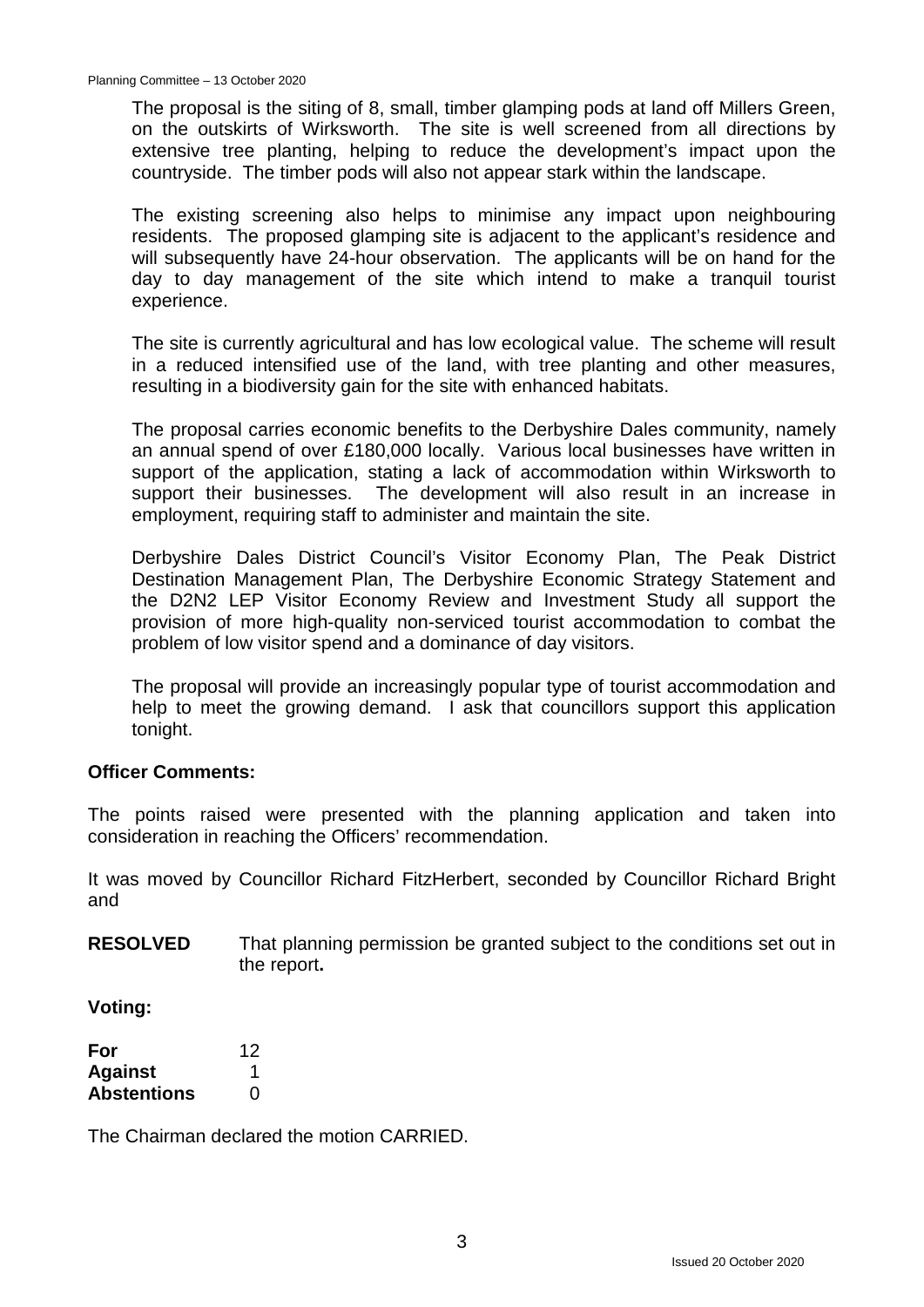The proposal is the siting of 8, small, timber glamping pods at land off Millers Green, on the outskirts of Wirksworth. The site is well screened from all directions by extensive tree planting, helping to reduce the development's impact upon the countryside. The timber pods will also not appear stark within the landscape.

The existing screening also helps to minimise any impact upon neighbouring residents. The proposed glamping site is adjacent to the applicant's residence and will subsequently have 24-hour observation. The applicants will be on hand for the day to day management of the site which intend to make a tranquil tourist experience.

The site is currently agricultural and has low ecological value. The scheme will result in a reduced intensified use of the land, with tree planting and other measures, resulting in a biodiversity gain for the site with enhanced habitats.

The proposal carries economic benefits to the Derbyshire Dales community, namely an annual spend of over £180,000 locally. Various local businesses have written in support of the application, stating a lack of accommodation within Wirksworth to support their businesses. The development will also result in an increase in employment, requiring staff to administer and maintain the site.

Derbyshire Dales District Council's Visitor Economy Plan, The Peak District Destination Management Plan, The Derbyshire Economic Strategy Statement and the D2N2 LEP Visitor Economy Review and Investment Study all support the provision of more high-quality non-serviced tourist accommodation to combat the problem of low visitor spend and a dominance of day visitors.

The proposal will provide an increasingly popular type of tourist accommodation and help to meet the growing demand. I ask that councillors support this application tonight.

**Officer Comments:**

The points raised were presented with the planning application and taken into consideration in reaching the Officers' recommendation.

It was moved by Councillor Richard FitzHerbert, seconded by Councillor Richard Bright and

**RESOLVED** That planning permission be granted subject to the conditions set out in the report**.**

**Voting:**

| | |
|---|---|
| **For** | 12 |
| **Against** | 1 |
| **Abstentions** | 0 |

The Chairman declared the motion CARRIED.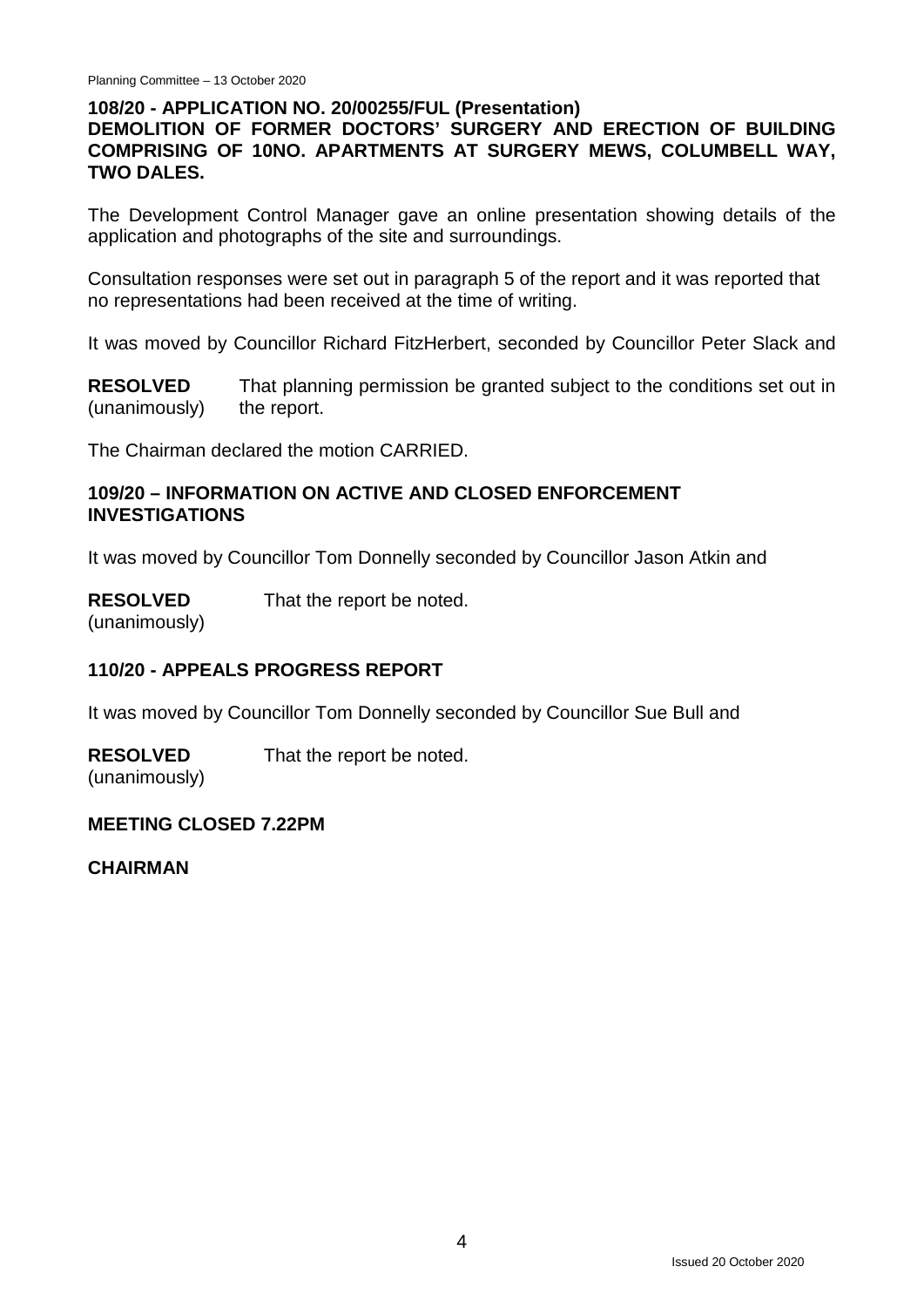## 108/20 - APPLICATION NO. 20/00255/FUL (Presentation)
## DEMOLITION OF FORMER DOCTORS' SURGERY AND ERECTION OF BUILDING COMPRISING OF 10NO. APARTMENTS AT SURGERY MEWS, COLUMBELL WAY, TWO DALES.

The Development Control Manager gave an online presentation showing details of the application and photographs of the site and surroundings.

Consultation responses were set out in paragraph 5 of the report and it was reported that no representations had been received at the time of writing.

It was moved by Councillor Richard FitzHerbert, seconded by Councillor Peter Slack and

**RESOLVED** (unanimously) That planning permission be granted subject to the conditions set out in the report.

The Chairman declared the motion CARRIED.

## 109/20 – INFORMATION ON ACTIVE AND CLOSED ENFORCEMENT INVESTIGATIONS

It was moved by Councillor Tom Donnelly seconded by Councillor Jason Atkin and

**RESOLVED** (unanimously) That the report be noted.

## 110/20 - APPEALS PROGRESS REPORT

It was moved by Councillor Tom Donnelly seconded by Councillor Sue Bull and

**RESOLVED** (unanimously) That the report be noted.

**MEETING CLOSED 7.22PM**

**CHAIRMAN**